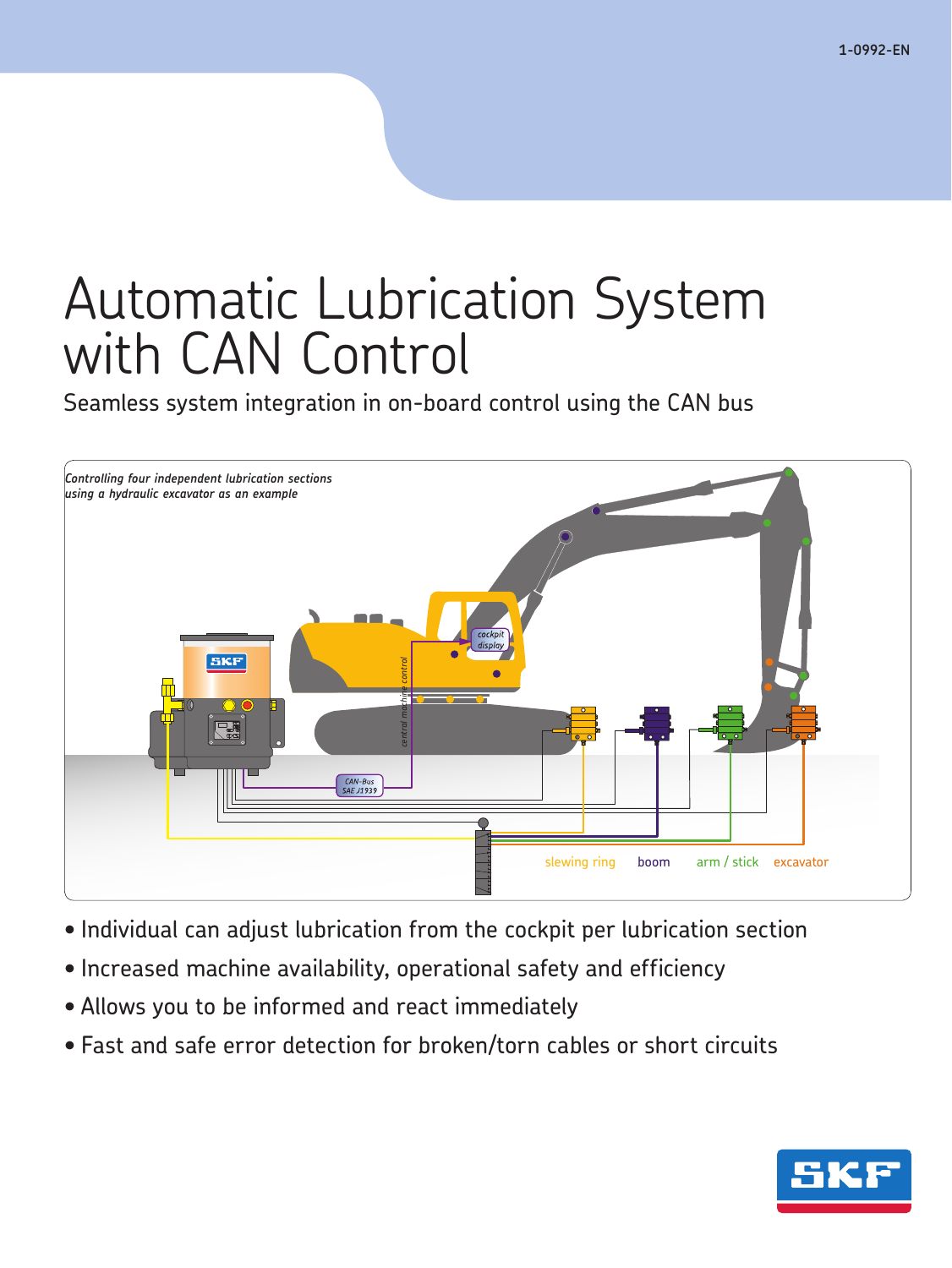1-0992-EN

# Automatic Lubrication System with CAN Control

Seamless system integration in on-board control using the CAN bus

*Controlling four independent lubrication sections using a hydraulic excavator as an example*

cockpit display

central machine control

CAN-Bus SAE J1939

slewing ring    boom    arm / stick    excavator

- Individual can adjust lubrication from the cockpit per lubrication section
- Increased machine availability, operational safety and efficiency
- Allows you to be informed and react immediately
- Fast and safe error detection for broken/torn cables or short circuits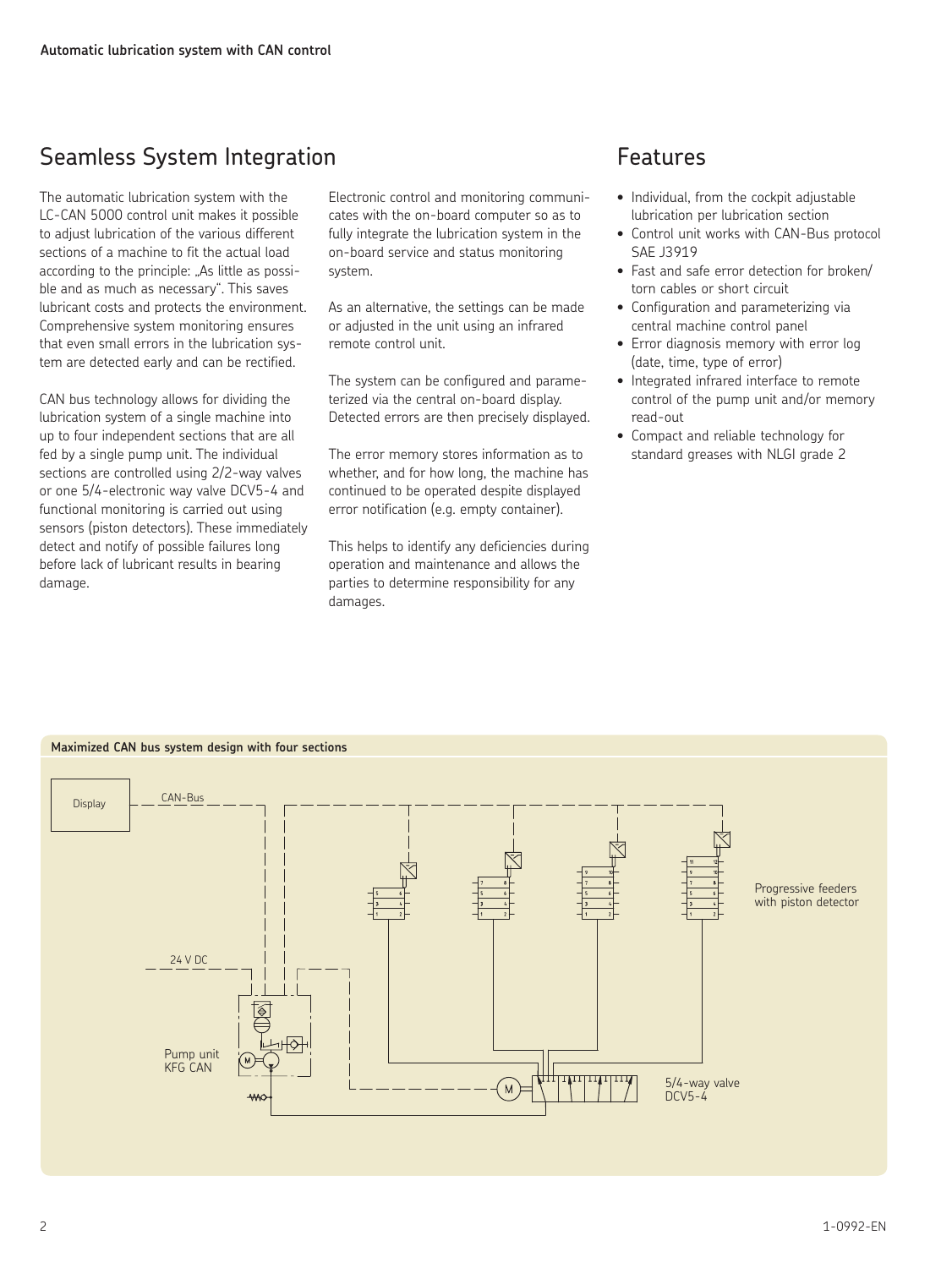## Seamless System Integration

The automatic lubrication system with the LC-CAN 5000 control unit makes it possible to adjust lubrication of the various different sections of a machine to fit the actual load according to the principle: „As little as possible and as much as necessary". This saves lubricant costs and protects the environment. Comprehensive system monitoring ensures that even small errors in the lubrication system are detected early and can be rectified.

CAN bus technology allows for dividing the lubrication system of a single machine into up to four independent sections that are all fed by a single pump unit. The individual sections are controlled using 2/2-way valves or one 5/4-electronic way valve DCV5-4 and functional monitoring is carried out using sensors (piston detectors). These immediately detect and notify of possible failures long before lack of lubricant results in bearing damage.

Electronic control and monitoring communicates with the on-board computer so as to fully integrate the lubrication system in the on-board service and status monitoring system.

As an alternative, the settings can be made or adjusted in the unit using an infrared remote control unit.

The system can be configured and parameterized via the central on-board display. Detected errors are then precisely displayed.

The error memory stores information as to whether, and for how long, the machine has continued to be operated despite displayed error notification (e.g. empty container).

This helps to identify any deficiencies during operation and maintenance and allows the parties to determine responsibility for any damages.

## Features

- Individual, from the cockpit adjustable lubrication per lubrication section
- Control unit works with CAN-Bus protocol SAE J3919
- Fast and safe error detection for broken/torn cables or short circuit
- Configuration and parameterizing via central machine control panel
- Error diagnosis memory with error log (date, time, type of error)
- Integrated infrared interface to remote control of the pump unit and/or memory read-out
- Compact and reliable technology for standard greases with NLGI grade 2

**Maximized CAN bus system design with four sections**

Display | CAN-Bus | 24 V DC | Pump unit KFG CAN | Progressive feeders with piston detector | 5/4-way valve DCV5-4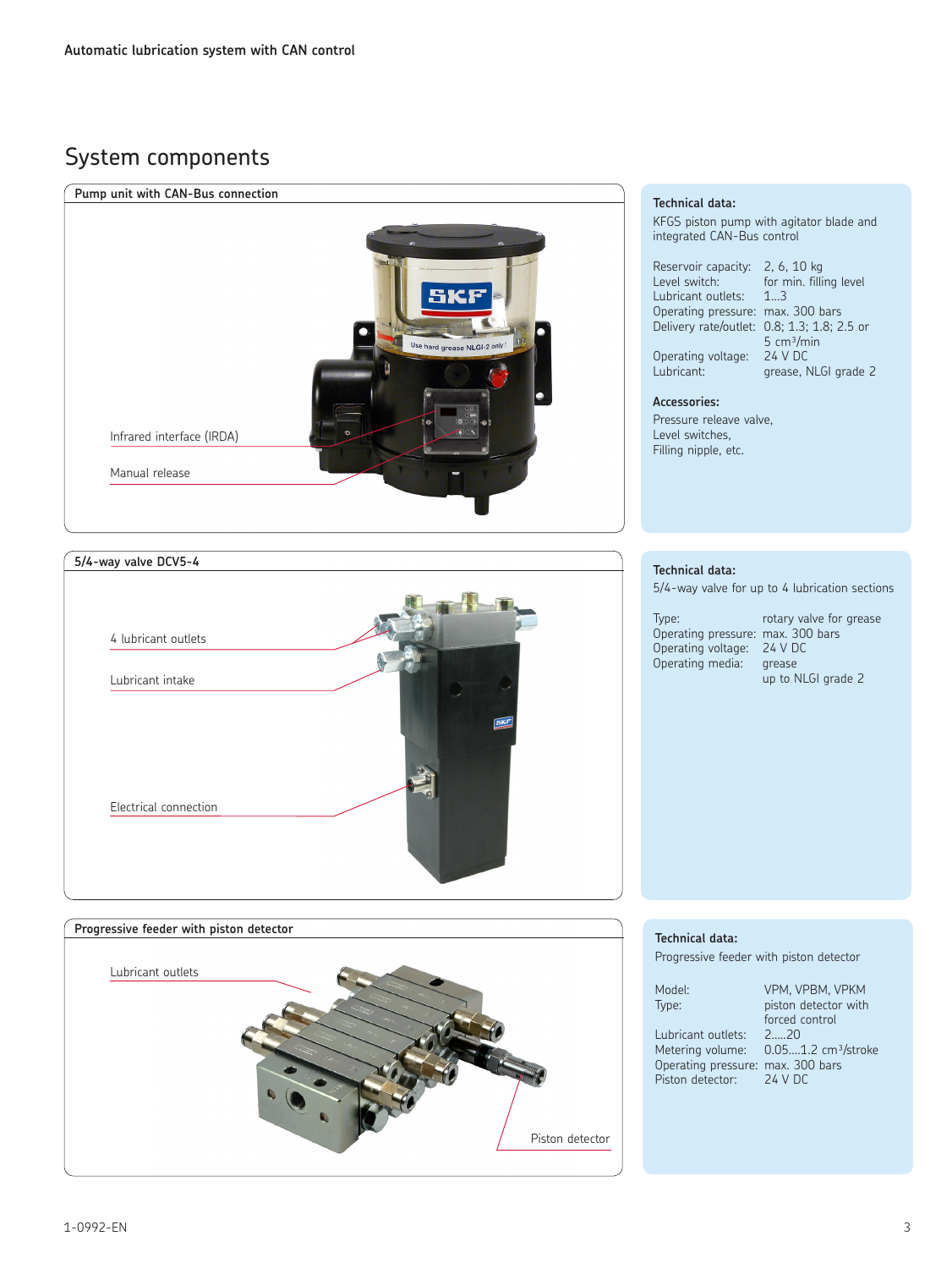## System components

### Pump unit with CAN-Bus connection

Infrared interface (IRDA)

Manual release

**Technical data:**

KFGS piston pump with agitator blade and integrated CAN-Bus control

| | |
|---|---|
| Reservoir capacity: | 2, 6, 10 kg |
| Level switch: | for min. filling level |
| Lubricant outlets: | 1...3 |
| Operating pressure: | max. 300 bars |
| Delivery rate/outlet: | 0.8; 1.3; 1.8; 2.5 or 5 $cm^3$/min |
| Operating voltage: | 24 V DC |
| Lubricant: | grease, NLGI grade 2 |

**Accessories:**

Pressure releave valve,
Level switches,
Filling nipple, etc.

### 5/4-way valve DCV5-4

4 lubricant outlets

Lubricant intake

Electrical connection

**Technical data:**

5/4-way valve for up to 4 lubrication sections

| | |
|---|---|
| Type: | rotary valve for grease |
| Operating pressure: | max. 300 bars |
| Operating voltage: | 24 V DC |
| Operating media: | grease up to NLGI grade 2 |

### Progressive feeder with piston detector

Lubricant outlets

Piston detector

**Technical data:**

Progressive feeder with piston detector

| | |
|---|---|
| Model: | VPM, VPBM, VPKM |
| Type: | piston detector with forced control |
| Lubricant outlets: | 2.....20 |
| Metering volume: | 0.05....1.2 $cm^3$/stroke |
| Operating pressure: | max. 300 bars |
| Piston detector: | 24 V DC |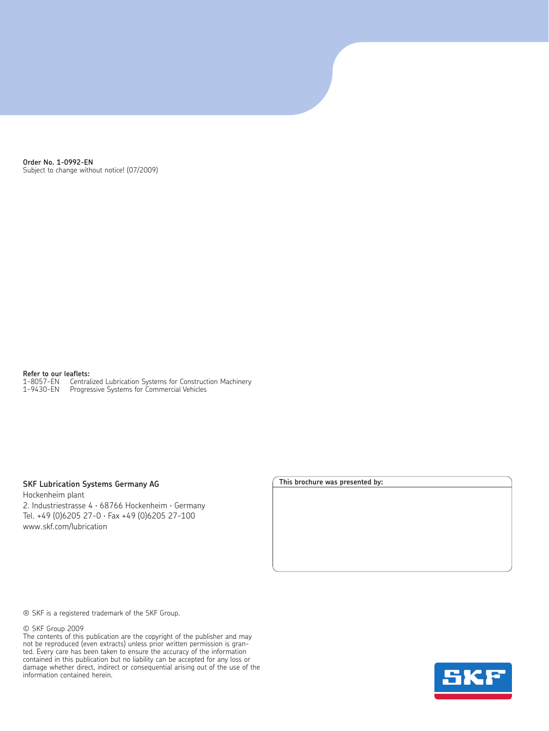**Order No. 1-0992-EN**
Subject to change without notice! (07/2009)

**Refer to our leaflets:**
1-8057-EN Centralized Lubrication Systems for Construction Machinery
1-9430-EN Progressive Systems for Commercial Vehicles

**SKF Lubrication Systems Germany AG**
Hockenheim plant
2. Industriestrasse 4 · 68766 Hockenheim · Germany
Tel. +49 (0)6205 27-0 · Fax +49 (0)6205 27-100
www.skf.com/lubrication

**This brochure was presented by:**

® SKF is a registered trademark of the SKF Group.

© SKF Group 2009
The contents of this publication are the copyright of the publisher and may not be reproduced (even extracts) unless prior written permission is granted. Every care has been taken to ensure the accuracy of the information contained in this publication but no liability can be accepted for any loss or damage whether direct, indirect or consequential arising out of the use of the information contained herein.

SKF